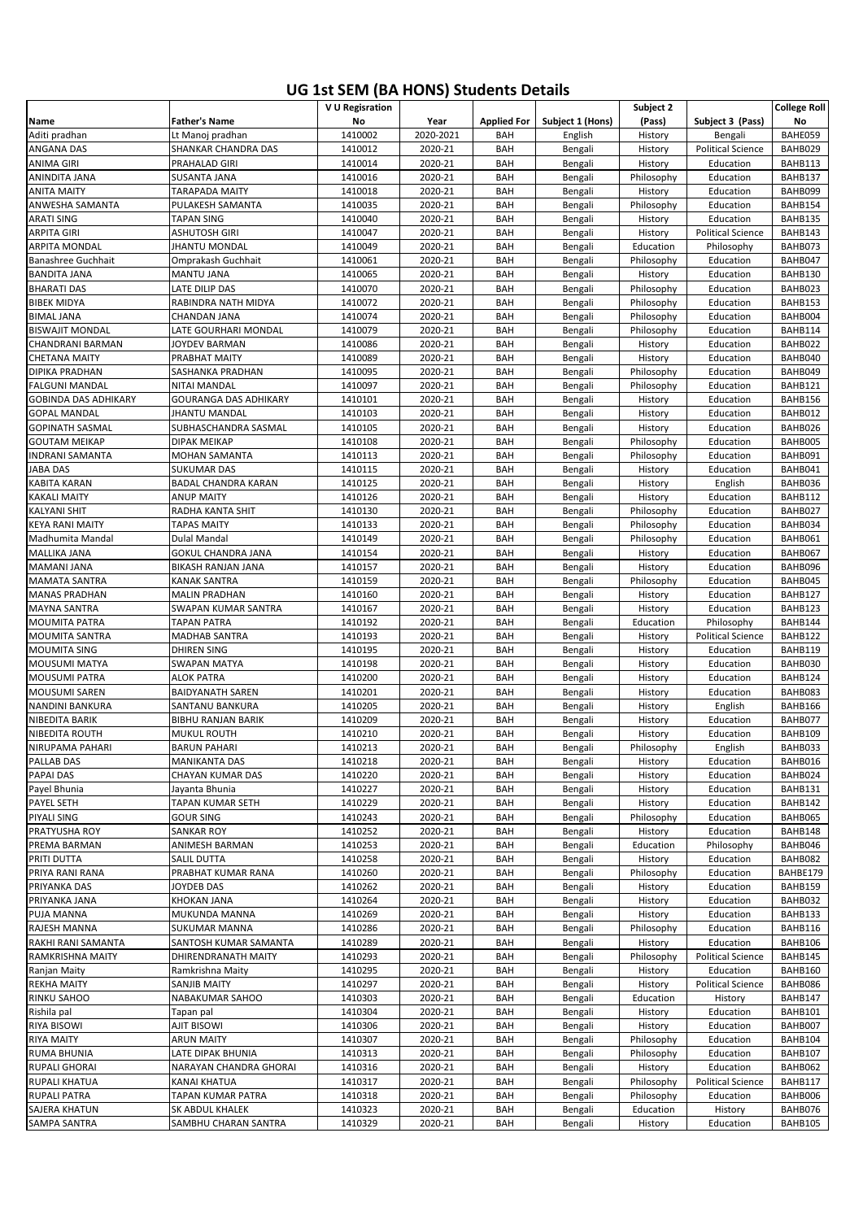# UG 1st SEM (BA HONS) Students Details

| Name | Father's Name | V U Regisration No | Year | Applied For | Subject 1 (Hons) | Subject 2 (Pass) | Subject 3 (Pass) | College Roll No |
|---|---|---|---|---|---|---|---|---|
| Aditi pradhan | Lt Manoj pradhan | 1410002 | 2020-2021 | BAH | English | History | Bengali | BAHE059 |
| ANGANA DAS | SHANKAR CHANDRA DAS | 1410012 | 2020-21 | BAH | Bengali | History | Political Science | BAHB029 |
| ANIMA GIRI | PRAHALAD GIRI | 1410014 | 2020-21 | BAH | Bengali | History | Education | BAHB113 |
| ANINDITA JANA | SUSANTA JANA | 1410016 | 2020-21 | BAH | Bengali | Philosophy | Education | BAHB137 |
| ANITA MAITY | TARAPADA MAITY | 1410018 | 2020-21 | BAH | Bengali | History | Education | BAHB099 |
| ANWESHA SAMANTA | PULAKESH SAMANTA | 1410035 | 2020-21 | BAH | Bengali | Philosophy | Education | BAHB154 |
| ARATI SING | TAPAN SING | 1410040 | 2020-21 | BAH | Bengali | History | Education | BAHB135 |
| ARPITA GIRI | ASHUTOSH GIRI | 1410047 | 2020-21 | BAH | Bengali | History | Political Science | BAHB143 |
| ARPITA MONDAL | JHANTU MONDAL | 1410049 | 2020-21 | BAH | Bengali | Education | Philosophy | BAHB073 |
| Banashree Guchhait | Omprakash Guchhait | 1410061 | 2020-21 | BAH | Bengali | Philosophy | Education | BAHB047 |
| BANDITA JANA | MANTU JANA | 1410065 | 2020-21 | BAH | Bengali | History | Education | BAHB130 |
| BHARATI DAS | LATE DILIP DAS | 1410070 | 2020-21 | BAH | Bengali | Philosophy | Education | BAHB023 |
| BIBEK MIDYA | RABINDRA NATH MIDYA | 1410072 | 2020-21 | BAH | Bengali | Philosophy | Education | BAHB153 |
| BIMAL JANA | CHANDAN JANA | 1410074 | 2020-21 | BAH | Bengali | Philosophy | Education | BAHB004 |
| BISWAJIT MONDAL | LATE GOURHARI MONDAL | 1410079 | 2020-21 | BAH | Bengali | Philosophy | Education | BAHB114 |
| CHANDRANI BARMAN | JOYDEV BARMAN | 1410086 | 2020-21 | BAH | Bengali | History | Education | BAHB022 |
| CHETANA MAITY | PRABHAT MAITY | 1410089 | 2020-21 | BAH | Bengali | History | Education | BAHB040 |
| DIPIKA PRADHAN | SASHANKA PRADHAN | 1410095 | 2020-21 | BAH | Bengali | Philosophy | Education | BAHB049 |
| FALGUNI MANDAL | NITAI MANDAL | 1410097 | 2020-21 | BAH | Bengali | Philosophy | Education | BAHB121 |
| GOBINDA DAS ADHIKARY | GOURANGA DAS ADHIKARY | 1410101 | 2020-21 | BAH | Bengali | History | Education | BAHB156 |
| GOPAL MANDAL | JHANTU MANDAL | 1410103 | 2020-21 | BAH | Bengali | History | Education | BAHB012 |
| GOPINATH SASMAL | SUBHASCHANDRA SASMAL | 1410105 | 2020-21 | BAH | Bengali | History | Education | BAHB026 |
| GOUTAM MEIKAP | DIPAK MEIKAP | 1410108 | 2020-21 | BAH | Bengali | Philosophy | Education | BAHB005 |
| INDRANI SAMANTA | MOHAN SAMANTA | 1410113 | 2020-21 | BAH | Bengali | Philosophy | Education | BAHB091 |
| JABA DAS | SUKUMAR DAS | 1410115 | 2020-21 | BAH | Bengali | History | Education | BAHB041 |
| KABITA KARAN | BADAL CHANDRA KARAN | 1410125 | 2020-21 | BAH | Bengali | History | English | BAHB036 |
| KAKALI MAITY | ANUP MAITY | 1410126 | 2020-21 | BAH | Bengali | History | Education | BAHB112 |
| KALYANI SHIT | RADHA KANTA SHIT | 1410130 | 2020-21 | BAH | Bengali | Philosophy | Education | BAHB027 |
| KEYA RANI MAITY | TAPAS MAITY | 1410133 | 2020-21 | BAH | Bengali | Philosophy | Education | BAHB034 |
| Madhumita Mandal | Dulal Mandal | 1410149 | 2020-21 | BAH | Bengali | Philosophy | Education | BAHB061 |
| MALLIKA JANA | GOKUL CHANDRA JANA | 1410154 | 2020-21 | BAH | Bengali | History | Education | BAHB067 |
| MAMANI JANA | BIKASH RANJAN JANA | 1410157 | 2020-21 | BAH | Bengali | History | Education | BAHB096 |
| MAMATA SANTRA | KANAK SANTRA | 1410159 | 2020-21 | BAH | Bengali | Philosophy | Education | BAHB045 |
| MANAS PRADHAN | MALIN PRADHAN | 1410160 | 2020-21 | BAH | Bengali | History | Education | BAHB127 |
| MAYNA SANTRA | SWAPAN KUMAR SANTRA | 1410167 | 2020-21 | BAH | Bengali | History | Education | BAHB123 |
| MOUMITA PATRA | TAPAN PATRA | 1410192 | 2020-21 | BAH | Bengali | Education | Philosophy | BAHB144 |
| MOUMITA SANTRA | MADHAB SANTRA | 1410193 | 2020-21 | BAH | Bengali | History | Political Science | BAHB122 |
| MOUMITA SING | DHIREN SING | 1410195 | 2020-21 | BAH | Bengali | History | Education | BAHB119 |
| MOUSUMI MATYA | SWAPAN MATYA | 1410198 | 2020-21 | BAH | Bengali | History | Education | BAHB030 |
| MOUSUMI PATRA | ALOK PATRA | 1410200 | 2020-21 | BAH | Bengali | History | Education | BAHB124 |
| MOUSUMI SAREN | BAIDYANATH SAREN | 1410201 | 2020-21 | BAH | Bengali | History | Education | BAHB083 |
| NANDINI BANKURA | SANTANU BANKURA | 1410205 | 2020-21 | BAH | Bengali | History | English | BAHB166 |
| NIBEDITA BARIK | BIBHU RANJAN BARIK | 1410209 | 2020-21 | BAH | Bengali | History | Education | BAHB077 |
| NIBEDITA ROUTH | MUKUL ROUTH | 1410210 | 2020-21 | BAH | Bengali | History | Education | BAHB109 |
| NIRUPAMA PAHARI | BARUN PAHARI | 1410213 | 2020-21 | BAH | Bengali | Philosophy | English | BAHB033 |
| PALLAB DAS | MANIKANTA DAS | 1410218 | 2020-21 | BAH | Bengali | History | Education | BAHB016 |
| PAPAI DAS | CHAYAN KUMAR DAS | 1410220 | 2020-21 | BAH | Bengali | History | Education | BAHB024 |
| Payel Bhunia | Jayanta Bhunia | 1410227 | 2020-21 | BAH | Bengali | History | Education | BAHB131 |
| PAYEL SETH | TAPAN KUMAR SETH | 1410229 | 2020-21 | BAH | Bengali | History | Education | BAHB142 |
| PIYALI SING | GOUR SING | 1410243 | 2020-21 | BAH | Bengali | Philosophy | Education | BAHB065 |
| PRATYUSHA ROY | SANKAR ROY | 1410252 | 2020-21 | BAH | Bengali | History | Education | BAHB148 |
| PREMA BARMAN | ANIMESH BARMAN | 1410253 | 2020-21 | BAH | Bengali | Education | Philosophy | BAHB046 |
| PRITI DUTTA | SALIL DUTTA | 1410258 | 2020-21 | BAH | Bengali | History | Education | BAHB082 |
| PRIYA RANI RANA | PRABHAT KUMAR RANA | 1410260 | 2020-21 | BAH | Bengali | Philosophy | Education | BAHBE179 |
| PRIYANKA DAS | JOYDEB DAS | 1410262 | 2020-21 | BAH | Bengali | History | Education | BAHB159 |
| PRIYANKA JANA | KHOKAN JANA | 1410264 | 2020-21 | BAH | Bengali | History | Education | BAHB032 |
| PUJA MANNA | MUKUNDA MANNA | 1410269 | 2020-21 | BAH | Bengali | History | Education | BAHB133 |
| RAJESH MANNA | SUKUMAR MANNA | 1410286 | 2020-21 | BAH | Bengali | Philosophy | Education | BAHB116 |
| RAKHI RANI SAMANTA | SANTOSH KUMAR SAMANTA | 1410289 | 2020-21 | BAH | Bengali | History | Education | BAHB106 |
| RAMKRISHNA MAITY | DHIRENDRANATH MAITY | 1410293 | 2020-21 | BAH | Bengali | Philosophy | Political Science | BAHB145 |
| Ranjan Maity | Ramkrishna Maity | 1410295 | 2020-21 | BAH | Bengali | History | Education | BAHB160 |
| REKHA MAITY | SANJIB MAITY | 1410297 | 2020-21 | BAH | Bengali | History | Political Science | BAHB086 |
| RINKU SAHOO | NABAKUMAR SAHOO | 1410303 | 2020-21 | BAH | Bengali | Education | History | BAHB147 |
| Rishila pal | Tapan pal | 1410304 | 2020-21 | BAH | Bengali | History | Education | BAHB101 |
| RIYA BISOWI | AJIT BISOWI | 1410306 | 2020-21 | BAH | Bengali | History | Education | BAHB007 |
| RIYA MAITY | ARUN MAITY | 1410307 | 2020-21 | BAH | Bengali | Philosophy | Education | BAHB104 |
| RUMA BHUNIA | LATE DIPAK BHUNIA | 1410313 | 2020-21 | BAH | Bengali | Philosophy | Education | BAHB107 |
| RUPALI GHORAI | NARAYAN CHANDRA GHORAI | 1410316 | 2020-21 | BAH | Bengali | History | Education | BAHB062 |
| RUPALI KHATUA | KANAI KHATUA | 1410317 | 2020-21 | BAH | Bengali | Philosophy | Political Science | BAHB117 |
| RUPALI PATRA | TAPAN KUMAR PATRA | 1410318 | 2020-21 | BAH | Bengali | Philosophy | Education | BAHB006 |
| SAJERA KHATUN | SK ABDUL KHALEK | 1410323 | 2020-21 | BAH | Bengali | Education | History | BAHB076 |
| SAMPA SANTRA | SAMBHU CHARAN SANTRA | 1410329 | 2020-21 | BAH | Bengali | History | Education | BAHB105 |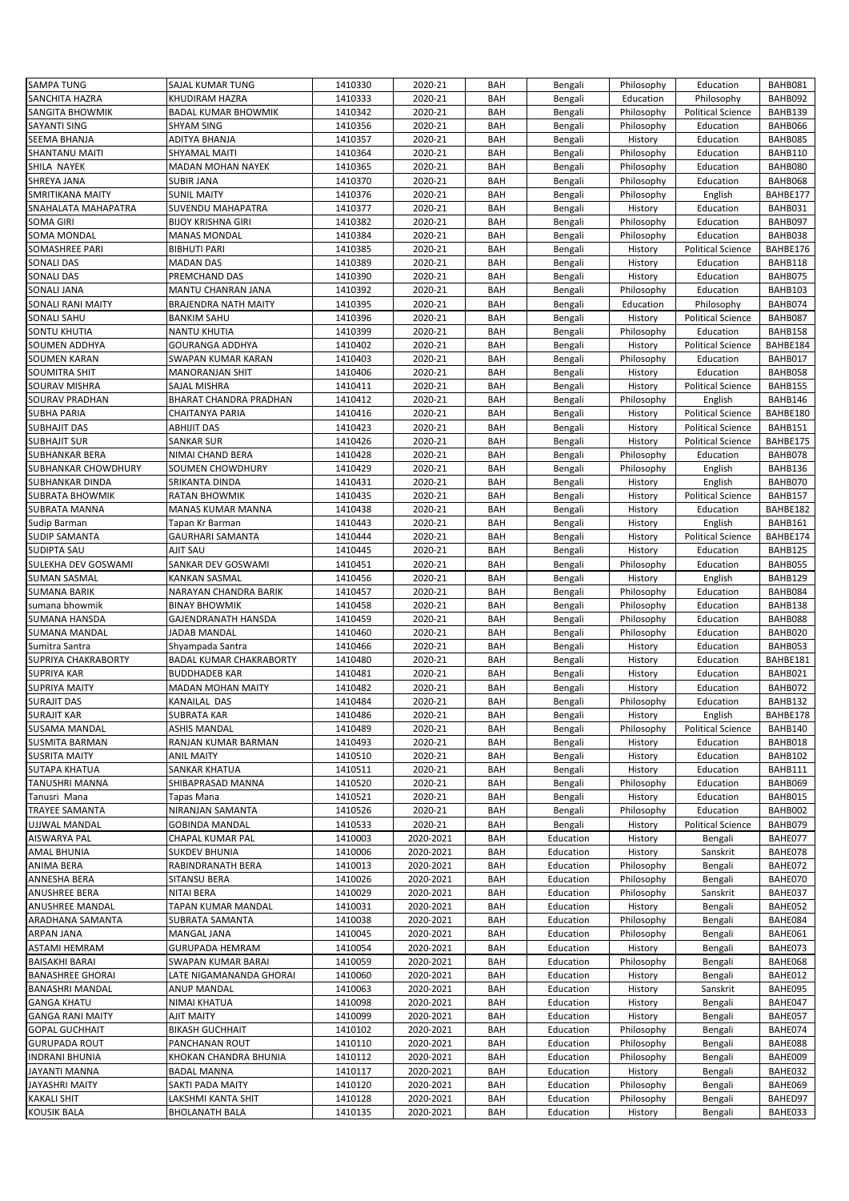| SAMPA TUNG | SAJAL KUMAR TUNG | 1410330 | 2020-21 | BAH | Bengali | Philosophy | Education | BAHB081 |
|---|---|---|---|---|---|---|---|---|
| SANCHITA HAZRA | KHUDIRAM HAZRA | 1410333 | 2020-21 | BAH | Bengali | Education | Philosophy | BAHB092 |
| SANGITA BHOWMIK | BADAL KUMAR BHOWMIK | 1410342 | 2020-21 | BAH | Bengali | Philosophy | Political Science | BAHB139 |
| SAYANTI SING | SHYAM SING | 1410356 | 2020-21 | BAH | Bengali | Philosophy | Education | BAHB066 |
| SEEMA BHANJA | ADITYA BHANJA | 1410357 | 2020-21 | BAH | Bengali | History | Education | BAHB085 |
| SHANTANU MAITI | SHYAMAL MAITI | 1410364 | 2020-21 | BAH | Bengali | Philosophy | Education | BAHB110 |
| SHILA NAYEK | MADAN MOHAN NAYEK | 1410365 | 2020-21 | BAH | Bengali | Philosophy | Education | BAHB080 |
| SHREYA JANA | SUBIR JANA | 1410370 | 2020-21 | BAH | Bengali | Philosophy | Education | BAHB068 |
| SMRITIKANA MAITY | SUNIL MAITY | 1410376 | 2020-21 | BAH | Bengali | Philosophy | English | BAHBE177 |
| SNAHALATA MAHAPATRA | SUVENDU MAHAPATRA | 1410377 | 2020-21 | BAH | Bengali | History | Education | BAHB031 |
| SOMA GIRI | BIJOY KRISHNA GIRI | 1410382 | 2020-21 | BAH | Bengali | Philosophy | Education | BAHB097 |
| SOMA MONDAL | MANAS MONDAL | 1410384 | 2020-21 | BAH | Bengali | Philosophy | Education | BAHB038 |
| SOMASHREE PARI | BIBHUTI PARI | 1410385 | 2020-21 | BAH | Bengali | History | Political Science | BAHBE176 |
| SONALI DAS | MADAN DAS | 1410389 | 2020-21 | BAH | Bengali | History | Education | BAHB118 |
| SONALI DAS | PREMCHAND DAS | 1410390 | 2020-21 | BAH | Bengali | History | Education | BAHB075 |
| SONALI JANA | MANTU CHANRAN JANA | 1410392 | 2020-21 | BAH | Bengali | Philosophy | Education | BAHB103 |
| SONALI RANI MAITY | BRAJENDRA NATH MAITY | 1410395 | 2020-21 | BAH | Bengali | Education | Philosophy | BAHB074 |
| SONALI SAHU | BANKIM SAHU | 1410396 | 2020-21 | BAH | Bengali | History | Political Science | BAHB087 |
| SONTU KHUTIA | NANTU KHUTIA | 1410399 | 2020-21 | BAH | Bengali | Philosophy | Education | BAHB158 |
| SOUMEN ADDHYA | GOURANGA ADDHYA | 1410402 | 2020-21 | BAH | Bengali | History | Political Science | BAHBE184 |
| SOUMEN KARAN | SWAPAN KUMAR KARAN | 1410403 | 2020-21 | BAH | Bengali | Philosophy | Education | BAHB017 |
| SOUMITRA SHIT | MANORANJAN SHIT | 1410406 | 2020-21 | BAH | Bengali | History | Education | BAHB058 |
| SOURAV MISHRA | SAJAL MISHRA | 1410411 | 2020-21 | BAH | Bengali | History | Political Science | BAHB155 |
| SOURAV PRADHAN | BHARAT CHANDRA PRADHAN | 1410412 | 2020-21 | BAH | Bengali | Philosophy | English | BAHB146 |
| SUBHA PARIA | CHAITANYA PARIA | 1410416 | 2020-21 | BAH | Bengali | History | Political Science | BAHBE180 |
| SUBHAJIT DAS | ABHIJIT DAS | 1410423 | 2020-21 | BAH | Bengali | History | Political Science | BAHB151 |
| SUBHAJIT SUR | SANKAR SUR | 1410426 | 2020-21 | BAH | Bengali | History | Political Science | BAHBE175 |
| SUBHANKAR BERA | NIMAI CHAND BERA | 1410428 | 2020-21 | BAH | Bengali | Philosophy | Education | BAHB078 |
| SUBHANKAR CHOWDHURY | SOUMEN CHOWDHURY | 1410429 | 2020-21 | BAH | Bengali | Philosophy | English | BAHB136 |
| SUBHANKAR DINDA | SRIKANTA DINDA | 1410431 | 2020-21 | BAH | Bengali | History | English | BAHB070 |
| SUBRATA BHOWMIK | RATAN BHOWMIK | 1410435 | 2020-21 | BAH | Bengali | History | Political Science | BAHB157 |
| SUBRATA MANNA | MANAS KUMAR MANNA | 1410438 | 2020-21 | BAH | Bengali | History | Education | BAHBE182 |
| Sudip Barman | Tapan Kr Barman | 1410443 | 2020-21 | BAH | Bengali | History | English | BAHB161 |
| SUDIP SAMANTA | GAURHARI SAMANTA | 1410444 | 2020-21 | BAH | Bengali | History | Political Science | BAHBE174 |
| SUDIPTA SAU | AJIT SAU | 1410445 | 2020-21 | BAH | Bengali | History | Education | BAHB125 |
| SULEKHA DEV GOSWAMI | SANKAR DEV GOSWAMI | 1410451 | 2020-21 | BAH | Bengali | Philosophy | Education | BAHB055 |
| SUMAN SASMAL | KANKAN SASMAL | 1410456 | 2020-21 | BAH | Bengali | History | English | BAHB129 |
| SUMANA BARIK | NARAYAN CHANDRA BARIK | 1410457 | 2020-21 | BAH | Bengali | Philosophy | Education | BAHB084 |
| sumana bhowmik | BINAY BHOWMIK | 1410458 | 2020-21 | BAH | Bengali | Philosophy | Education | BAHB138 |
| SUMANA HANSDA | GAJENDRANATH HANSDA | 1410459 | 2020-21 | BAH | Bengali | Philosophy | Education | BAHB088 |
| SUMANA MANDAL | JADAB MANDAL | 1410460 | 2020-21 | BAH | Bengali | Philosophy | Education | BAHB020 |
| Sumitra Santra | Shyampada Santra | 1410466 | 2020-21 | BAH | Bengali | History | Education | BAHB053 |
| SUPRIYA CHAKRABORTY | BADAL KUMAR CHAKRABORTY | 1410480 | 2020-21 | BAH | Bengali | History | Education | BAHBE181 |
| SUPRIYA KAR | BUDDHADEB KAR | 1410481 | 2020-21 | BAH | Bengali | History | Education | BAHB021 |
| SUPRIYA MAITY | MADAN MOHAN MAITY | 1410482 | 2020-21 | BAH | Bengali | History | Education | BAHB072 |
| SURAJIT DAS | KANAILAL DAS | 1410484 | 2020-21 | BAH | Bengali | Philosophy | Education | BAHB132 |
| SURAJIT KAR | SUBRATA KAR | 1410486 | 2020-21 | BAH | Bengali | History | English | BAHBE178 |
| SUSAMA MANDAL | ASHIS MANDAL | 1410489 | 2020-21 | BAH | Bengali | Philosophy | Political Science | BAHB140 |
| SUSMITA BARMAN | RANJAN KUMAR BARMAN | 1410493 | 2020-21 | BAH | Bengali | History | Education | BAHB018 |
| SUSRITA MAITY | ANIL MAITY | 1410510 | 2020-21 | BAH | Bengali | History | Education | BAHB102 |
| SUTAPA KHATUA | SANKAR KHATUA | 1410511 | 2020-21 | BAH | Bengali | History | Education | BAHB111 |
| TANUSHRI MANNA | SHIBAPRASAD MANNA | 1410520 | 2020-21 | BAH | Bengali | Philosophy | Education | BAHB069 |
| Tanusri Mana | Tapas Mana | 1410521 | 2020-21 | BAH | Bengali | History | Education | BAHB015 |
| TRAYEE SAMANTA | NIRANJAN SAMANTA | 1410526 | 2020-21 | BAH | Bengali | Philosophy | Education | BAHB002 |
| UJJWAL MANDAL | GOBINDA MANDAL | 1410533 | 2020-21 | BAH | Bengali | History | Political Science | BAHB079 |
| AISWARYA PAL | CHAPAL KUMAR PAL | 1410003 | 2020-2021 | BAH | Education | History | Bengali | BAHE077 |
| AMAL BHUNIA | SUKDEV BHUNIA | 1410006 | 2020-2021 | BAH | Education | History | Sanskrit | BAHE078 |
| ANIMA BERA | RABINDRANATH BERA | 1410013 | 2020-2021 | BAH | Education | Philosophy | Bengali | BAHE072 |
| ANNESHA BERA | SITANSU BERA | 1410026 | 2020-2021 | BAH | Education | Philosophy | Bengali | BAHE070 |
| ANUSHREE BERA | NITAI BERA | 1410029 | 2020-2021 | BAH | Education | Philosophy | Sanskrit | BAHE037 |
| ANUSHREE MANDAL | TAPAN KUMAR MANDAL | 1410031 | 2020-2021 | BAH | Education | History | Bengali | BAHE052 |
| ARADHANA SAMANTA | SUBRATA SAMANTA | 1410038 | 2020-2021 | BAH | Education | Philosophy | Bengali | BAHE084 |
| ARPAN JANA | MANGAL JANA | 1410045 | 2020-2021 | BAH | Education | Philosophy | Bengali | BAHE061 |
| ASTAMI HEMRAM | GURUPADA HEMRAM | 1410054 | 2020-2021 | BAH | Education | History | Bengali | BAHE073 |
| BAISAKHI BARAI | SWAPAN KUMAR BARAI | 1410059 | 2020-2021 | BAH | Education | Philosophy | Bengali | BAHE068 |
| BANASHREE GHORAI | LATE NIGAMANANDA GHORAI | 1410060 | 2020-2021 | BAH | Education | History | Bengali | BAHE012 |
| BANASHRI MANDAL | ANUP MANDAL | 1410063 | 2020-2021 | BAH | Education | History | Sanskrit | BAHE095 |
| GANGA KHATU | NIMAI KHATUA | 1410098 | 2020-2021 | BAH | Education | History | Bengali | BAHE047 |
| GANGA RANI MAITY | AJIT MAITY | 1410099 | 2020-2021 | BAH | Education | History | Bengali | BAHE057 |
| GOPAL GUCHHAIT | BIKASH GUCHHAIT | 1410102 | 2020-2021 | BAH | Education | Philosophy | Bengali | BAHE074 |
| GURUPADA ROUT | PANCHANAN ROUT | 1410110 | 2020-2021 | BAH | Education | Philosophy | Bengali | BAHE088 |
| INDRANI BHUNIA | KHOKAN CHANDRA BHUNIA | 1410112 | 2020-2021 | BAH | Education | Philosophy | Bengali | BAHE009 |
| JAYANTI MANNA | BADAL MANNA | 1410117 | 2020-2021 | BAH | Education | History | Bengali | BAHE032 |
| JAYASHRI MAITY | SAKTI PADA MAITY | 1410120 | 2020-2021 | BAH | Education | Philosophy | Bengali | BAHE069 |
| KAKALI SHIT | LAKSHMI KANTA SHIT | 1410128 | 2020-2021 | BAH | Education | Philosophy | Bengali | BAHED97 |
| KOUSIK BALA | BHOLANATH BALA | 1410135 | 2020-2021 | BAH | Education | History | Bengali | BAHE033 |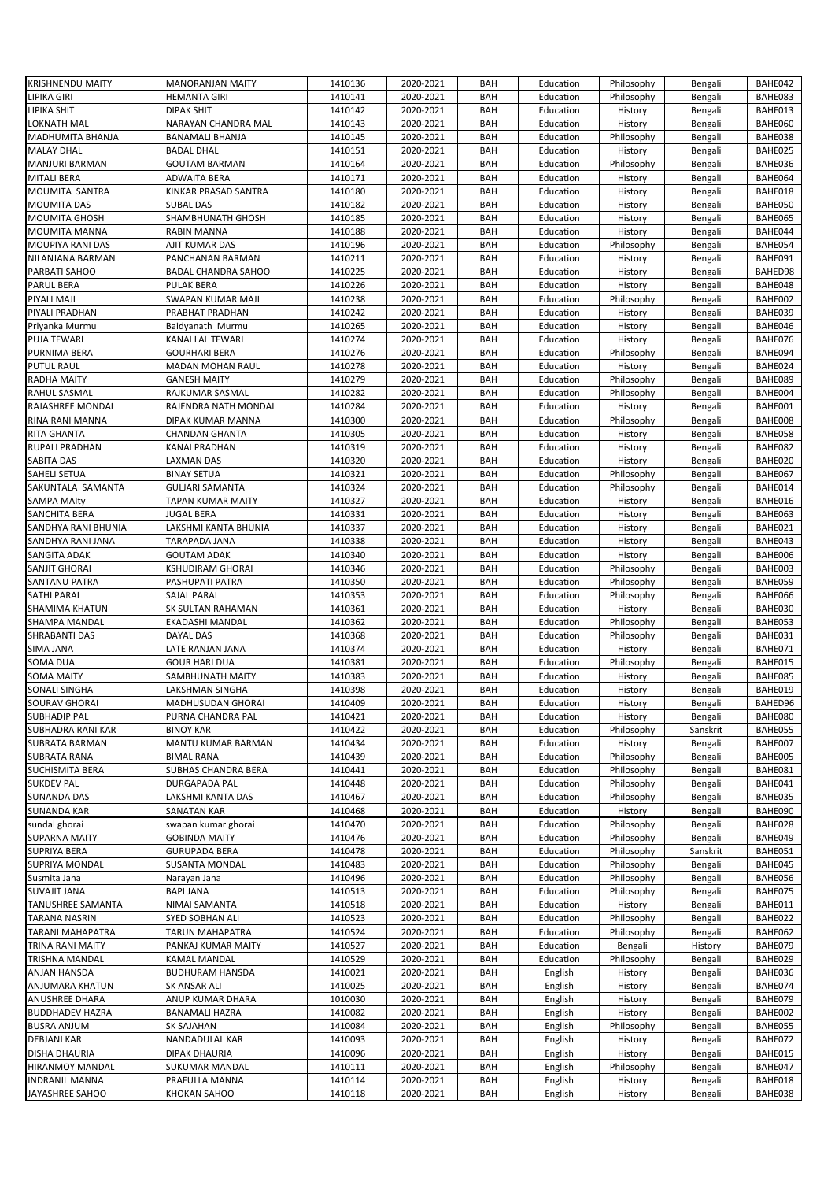| | | | | | | | | |
|---|---|---|---|---|---|---|---|---|
| KRISHNENDU MAITY | MANORANJAN MAITY | 1410136 | 2020-2021 | BAH | Education | Philosophy | Bengali | BAHE042 |
| LIPIKA GIRI | HEMANTA GIRI | 1410141 | 2020-2021 | BAH | Education | Philosophy | Bengali | BAHE083 |
| LIPIKA SHIT | DIPAK SHIT | 1410142 | 2020-2021 | BAH | Education | History | Bengali | BAHE013 |
| LOKNATH MAL | NARAYAN CHANDRA MAL | 1410143 | 2020-2021 | BAH | Education | History | Bengali | BAHE060 |
| MADHUMITA BHANJA | BANAMALI BHANJA | 1410145 | 2020-2021 | BAH | Education | Philosophy | Bengali | BAHE038 |
| MALAY DHAL | BADAL DHAL | 1410151 | 2020-2021 | BAH | Education | History | Bengali | BAHE025 |
| MANJURI BARMAN | GOUTAM BARMAN | 1410164 | 2020-2021 | BAH | Education | Philosophy | Bengali | BAHE036 |
| MITALI BERA | ADWAITA BERA | 1410171 | 2020-2021 | BAH | Education | History | Bengali | BAHE064 |
| MOUMITA SANTRA | KINKAR PRASAD SANTRA | 1410180 | 2020-2021 | BAH | Education | History | Bengali | BAHE018 |
| MOUMITA DAS | SUBAL DAS | 1410182 | 2020-2021 | BAH | Education | History | Bengali | BAHE050 |
| MOUMITA GHOSH | SHAMBHUNATH GHOSH | 1410185 | 2020-2021 | BAH | Education | History | Bengali | BAHE065 |
| MOUMITA MANNA | RABIN MANNA | 1410188 | 2020-2021 | BAH | Education | History | Bengali | BAHE044 |
| MOUPIYA RANI DAS | AJIT KUMAR DAS | 1410196 | 2020-2021 | BAH | Education | Philosophy | Bengali | BAHE054 |
| NILANJANA BARMAN | PANCHANAN BARMAN | 1410211 | 2020-2021 | BAH | Education | History | Bengali | BAHE091 |
| PARBATI SAHOO | BADAL CHANDRA SAHOO | 1410225 | 2020-2021 | BAH | Education | History | Bengali | BAHED98 |
| PARUL BERA | PULAK BERA | 1410226 | 2020-2021 | BAH | Education | History | Bengali | BAHE048 |
| PIYALI MAJI | SWAPAN KUMAR MAJI | 1410238 | 2020-2021 | BAH | Education | Philosophy | Bengali | BAHE002 |
| PIYALI PRADHAN | PRABHAT PRADHAN | 1410242 | 2020-2021 | BAH | Education | History | Bengali | BAHE039 |
| Priyanka Murmu | Baidyanath Murmu | 1410265 | 2020-2021 | BAH | Education | History | Bengali | BAHE046 |
| PUJA TEWARI | KANAI LAL TEWARI | 1410274 | 2020-2021 | BAH | Education | History | Bengali | BAHE076 |
| PURNIMA BERA | GOURHARI BERA | 1410276 | 2020-2021 | BAH | Education | Philosophy | Bengali | BAHE094 |
| PUTUL RAUL | MADAN MOHAN RAUL | 1410278 | 2020-2021 | BAH | Education | History | Bengali | BAHE024 |
| RADHA MAITY | GANESH MAITY | 1410279 | 2020-2021 | BAH | Education | Philosophy | Bengali | BAHE089 |
| RAHUL SASMAL | RAJKUMAR SASMAL | 1410282 | 2020-2021 | BAH | Education | Philosophy | Bengali | BAHE004 |
| RAJASHREE MONDAL | RAJENDRA NATH MONDAL | 1410284 | 2020-2021 | BAH | Education | History | Bengali | BAHE001 |
| RINA RANI MANNA | DIPAK KUMAR MANNA | 1410300 | 2020-2021 | BAH | Education | Philosophy | Bengali | BAHE008 |
| RITA GHANTA | CHANDAN GHANTA | 1410305 | 2020-2021 | BAH | Education | History | Bengali | BAHE058 |
| RUPALI PRADHAN | KANAI PRADHAN | 1410319 | 2020-2021 | BAH | Education | History | Bengali | BAHE082 |
| SABITA DAS | LAXMAN DAS | 1410320 | 2020-2021 | BAH | Education | History | Bengali | BAHE020 |
| SAHELI SETUA | BINAY SETUA | 1410321 | 2020-2021 | BAH | Education | Philosophy | Bengali | BAHE067 |
| SAKUNTALA SAMANTA | GULJARI SAMANTA | 1410324 | 2020-2021 | BAH | Education | Philosophy | Bengali | BAHE014 |
| SAMPA MAIty | TAPAN KUMAR MAITY | 1410327 | 2020-2021 | BAH | Education | History | Bengali | BAHE016 |
| SANCHITA BERA | JUGAL BERA | 1410331 | 2020-2021 | BAH | Education | History | Bengali | BAHE063 |
| SANDHYA RANI BHUNIA | LAKSHMI KANTA BHUNIA | 1410337 | 2020-2021 | BAH | Education | History | Bengali | BAHE021 |
| SANDHYA RANI JANA | TARAPADA JANA | 1410338 | 2020-2021 | BAH | Education | History | Bengali | BAHE043 |
| SANGITA ADAK | GOUTAM ADAK | 1410340 | 2020-2021 | BAH | Education | History | Bengali | BAHE006 |
| SANJIT GHORAI | KSHUDIRAM GHORAI | 1410346 | 2020-2021 | BAH | Education | Philosophy | Bengali | BAHE003 |
| SANTANU PATRA | PASHUPATI PATRA | 1410350 | 2020-2021 | BAH | Education | Philosophy | Bengali | BAHE059 |
| SATHI PARAI | SAJAL PARAI | 1410353 | 2020-2021 | BAH | Education | Philosophy | Bengali | BAHE066 |
| SHAMIMA KHATUN | SK SULTAN RAHAMAN | 1410361 | 2020-2021 | BAH | Education | History | Bengali | BAHE030 |
| SHAMPA MANDAL | EKADASHI MANDAL | 1410362 | 2020-2021 | BAH | Education | Philosophy | Bengali | BAHE053 |
| SHRABANTI DAS | DAYAL DAS | 1410368 | 2020-2021 | BAH | Education | Philosophy | Bengali | BAHE031 |
| SIMA JANA | LATE RANJAN JANA | 1410374 | 2020-2021 | BAH | Education | History | Bengali | BAHE071 |
| SOMA DUA | GOUR HARI DUA | 1410381 | 2020-2021 | BAH | Education | Philosophy | Bengali | BAHE015 |
| SOMA MAITY | SAMBHUNATH MAITY | 1410383 | 2020-2021 | BAH | Education | History | Bengali | BAHE085 |
| SONALI SINGHA | LAKSHMAN SINGHA | 1410398 | 2020-2021 | BAH | Education | History | Bengali | BAHE019 |
| SOURAV GHORAI | MADHUSUDAN GHORAI | 1410409 | 2020-2021 | BAH | Education | History | Bengali | BAHED96 |
| SUBHADIP PAL | PURNA CHANDRA PAL | 1410421 | 2020-2021 | BAH | Education | History | Bengali | BAHE080 |
| SUBHADRA RANI KAR | BINOY KAR | 1410422 | 2020-2021 | BAH | Education | Philosophy | Sanskrit | BAHE055 |
| SUBRATA BARMAN | MANTU KUMAR BARMAN | 1410434 | 2020-2021 | BAH | Education | History | Bengali | BAHE007 |
| SUBRATA RANA | BIMAL RANA | 1410439 | 2020-2021 | BAH | Education | Philosophy | Bengali | BAHE005 |
| SUCHISMITA BERA | SUBHAS CHANDRA BERA | 1410441 | 2020-2021 | BAH | Education | Philosophy | Bengali | BAHE081 |
| SUKDEV PAL | DURGAPADA PAL | 1410448 | 2020-2021 | BAH | Education | Philosophy | Bengali | BAHE041 |
| SUNANDA DAS | LAKSHMI KANTA DAS | 1410467 | 2020-2021 | BAH | Education | Philosophy | Bengali | BAHE035 |
| SUNANDA KAR | SANATAN KAR | 1410468 | 2020-2021 | BAH | Education | History | Bengali | BAHE090 |
| sundal ghorai | swapan kumar ghorai | 1410470 | 2020-2021 | BAH | Education | Philosophy | Bengali | BAHE028 |
| SUPARNA MAITY | GOBINDA MAITY | 1410476 | 2020-2021 | BAH | Education | Philosophy | Bengali | BAHE049 |
| SUPRIYA BERA | GURUPADA BERA | 1410478 | 2020-2021 | BAH | Education | Philosophy | Sanskrit | BAHE051 |
| SUPRIYA MONDAL | SUSANTA MONDAL | 1410483 | 2020-2021 | BAH | Education | Philosophy | Bengali | BAHE045 |
| Susmita Jana | Narayan Jana | 1410496 | 2020-2021 | BAH | Education | Philosophy | Bengali | BAHE056 |
| SUVAJIT JANA | BAPI JANA | 1410513 | 2020-2021 | BAH | Education | Philosophy | Bengali | BAHE075 |
| TANUSHREE SAMANTA | NIMAI SAMANTA | 1410518 | 2020-2021 | BAH | Education | History | Bengali | BAHE011 |
| TARANA NASRIN | SYED SOBHAN ALI | 1410523 | 2020-2021 | BAH | Education | Philosophy | Bengali | BAHE022 |
| TARANI MAHAPATRA | TARUN MAHAPATRA | 1410524 | 2020-2021 | BAH | Education | Philosophy | Bengali | BAHE062 |
| TRINA RANI MAITY | PANKAJ KUMAR MAITY | 1410527 | 2020-2021 | BAH | Education | Bengali | History | BAHE079 |
| TRISHNA MANDAL | KAMAL MANDAL | 1410529 | 2020-2021 | BAH | Education | Philosophy | Bengali | BAHE029 |
| ANJAN HANSDA | BUDHURAM HANSDA | 1410021 | 2020-2021 | BAH | English | History | Bengali | BAHE036 |
| ANJUMARA KHATUN | SK ANSAR ALI | 1410025 | 2020-2021 | BAH | English | History | Bengali | BAHE074 |
| ANUSHREE DHARA | ANUP KUMAR DHARA | 1010030 | 2020-2021 | BAH | English | History | Bengali | BAHE079 |
| BUDDHADEV HAZRA | BANAMALI HAZRA | 1410082 | 2020-2021 | BAH | English | History | Bengali | BAHE002 |
| BUSRA ANJUM | SK SAJAHAN | 1410084 | 2020-2021 | BAH | English | Philosophy | Bengali | BAHE055 |
| DEBJANI KAR | NANDADULAL KAR | 1410093 | 2020-2021 | BAH | English | History | Bengali | BAHE072 |
| DISHA DHAURIA | DIPAK DHAURIA | 1410096 | 2020-2021 | BAH | English | History | Bengali | BAHE015 |
| HIRANMOY MANDAL | SUKUMAR MANDAL | 1410111 | 2020-2021 | BAH | English | Philosophy | Bengali | BAHE047 |
| INDRANIL MANNA | PRAFULLA MANNA | 1410114 | 2020-2021 | BAH | English | History | Bengali | BAHE018 |
| JAYASHREE SAHOO | KHOKAN SAHOO | 1410118 | 2020-2021 | BAH | English | History | Bengali | BAHE038 |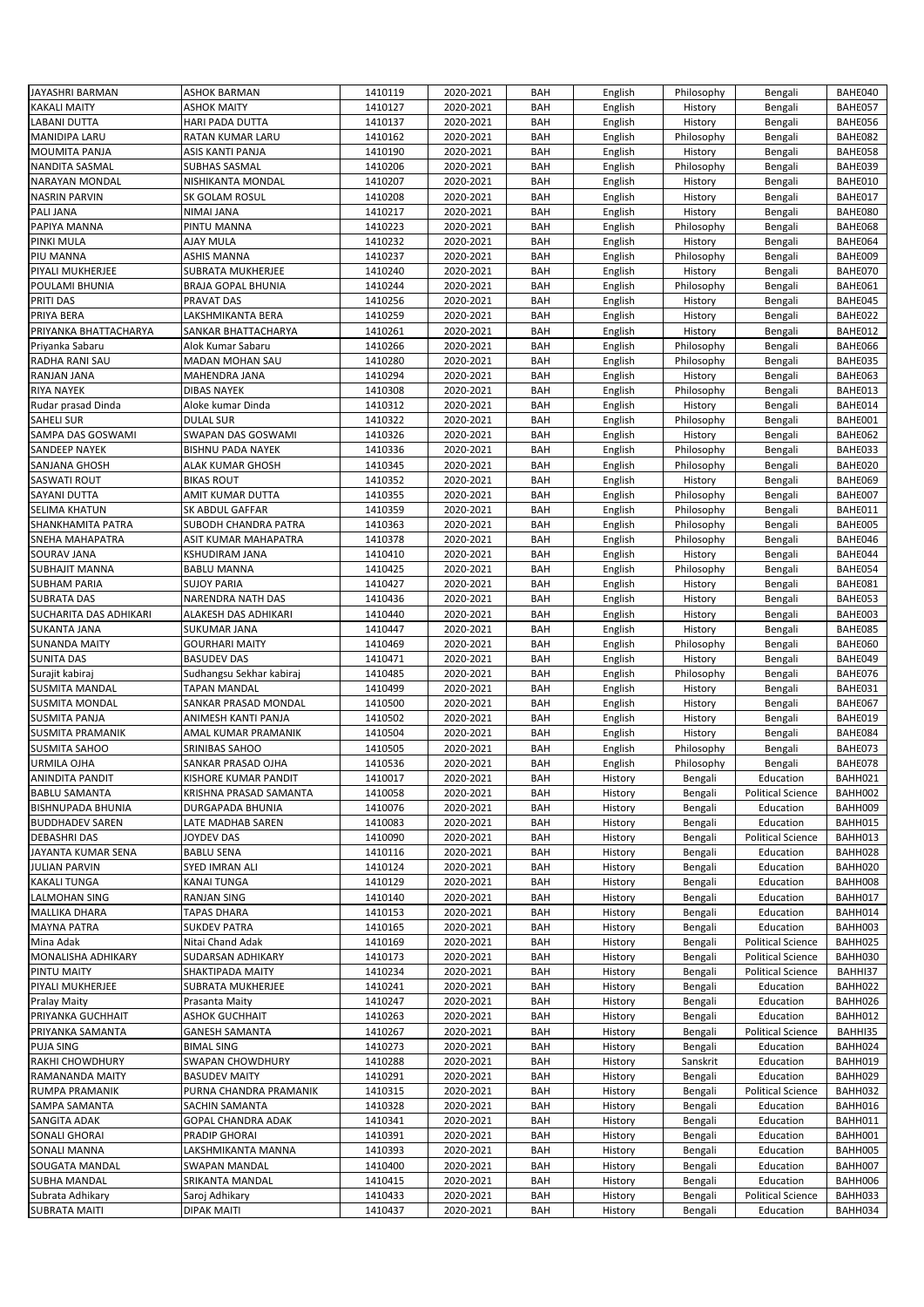| | | | | | | | | |
|---|---|---|---|---|---|---|---|---|
| JAYASHRI BARMAN | ASHOK BARMAN | 1410119 | 2020-2021 | BAH | English | Philosophy | Bengali | BAHE040 |
| KAKALI MAITY | ASHOK MAITY | 1410127 | 2020-2021 | BAH | English | History | Bengali | BAHE057 |
| LABANI DUTTA | HARI PADA DUTTA | 1410137 | 2020-2021 | BAH | English | History | Bengali | BAHE056 |
| MANIDIPA LARU | RATAN KUMAR LARU | 1410162 | 2020-2021 | BAH | English | Philosophy | Bengali | BAHE082 |
| MOUMITA PANJA | ASIS KANTI PANJA | 1410190 | 2020-2021 | BAH | English | History | Bengali | BAHE058 |
| NANDITA SASMAL | SUBHAS SASMAL | 1410206 | 2020-2021 | BAH | English | Philosophy | Bengali | BAHE039 |
| NARAYAN MONDAL | NISHIKANTA MONDAL | 1410207 | 2020-2021 | BAH | English | History | Bengali | BAHE010 |
| NASRIN PARVIN | SK GOLAM ROSUL | 1410208 | 2020-2021 | BAH | English | History | Bengali | BAHE017 |
| PALI JANA | NIMAI JANA | 1410217 | 2020-2021 | BAH | English | History | Bengali | BAHE080 |
| PAPIYA MANNA | PINTU MANNA | 1410223 | 2020-2021 | BAH | English | Philosophy | Bengali | BAHE068 |
| PINKI MULA | AJAY MULA | 1410232 | 2020-2021 | BAH | English | History | Bengali | BAHE064 |
| PIU MANNA | ASHIS MANNA | 1410237 | 2020-2021 | BAH | English | Philosophy | Bengali | BAHE009 |
| PIYALI MUKHERJEE | SUBRATA MUKHERJEE | 1410240 | 2020-2021 | BAH | English | History | Bengali | BAHE070 |
| POULAMI BHUNIA | BRAJA GOPAL BHUNIA | 1410244 | 2020-2021 | BAH | English | Philosophy | Bengali | BAHE061 |
| PRITI DAS | PRAVAT DAS | 1410256 | 2020-2021 | BAH | English | History | Bengali | BAHE045 |
| PRIYA BERA | LAKSHMIKANTA BERA | 1410259 | 2020-2021 | BAH | English | History | Bengali | BAHE022 |
| PRIYANKA BHATTACHARYA | SANKAR BHATTACHARYA | 1410261 | 2020-2021 | BAH | English | History | Bengali | BAHE012 |
| Priyanka Sabaru | Alok Kumar Sabaru | 1410266 | 2020-2021 | BAH | English | Philosophy | Bengali | BAHE066 |
| RADHA RANI SAU | MADAN MOHAN SAU | 1410280 | 2020-2021 | BAH | English | Philosophy | Bengali | BAHE035 |
| RANJAN JANA | MAHENDRA JANA | 1410294 | 2020-2021 | BAH | English | History | Bengali | BAHE063 |
| RIYA NAYEK | DIBAS NAYEK | 1410308 | 2020-2021 | BAH | English | Philosophy | Bengali | BAHE013 |
| Rudar prasad Dinda | Aloke kumar Dinda | 1410312 | 2020-2021 | BAH | English | History | Bengali | BAHE014 |
| SAHELI SUR | DULAL SUR | 1410322 | 2020-2021 | BAH | English | Philosophy | Bengali | BAHE001 |
| SAMPA DAS GOSWAMI | SWAPAN DAS GOSWAMI | 1410326 | 2020-2021 | BAH | English | History | Bengali | BAHE062 |
| SANDEEP NAYEK | BISHNU PADA NAYEK | 1410336 | 2020-2021 | BAH | English | Philosophy | Bengali | BAHE033 |
| SANJANA GHOSH | ALAK KUMAR GHOSH | 1410345 | 2020-2021 | BAH | English | Philosophy | Bengali | BAHE020 |
| SASWATI ROUT | BIKAS ROUT | 1410352 | 2020-2021 | BAH | English | History | Bengali | BAHE069 |
| SAYANI DUTTA | AMIT KUMAR DUTTA | 1410355 | 2020-2021 | BAH | English | Philosophy | Bengali | BAHE007 |
| SELIMA KHATUN | SK ABDUL GAFFAR | 1410359 | 2020-2021 | BAH | English | Philosophy | Bengali | BAHE011 |
| SHANKHAMITA PATRA | SUBODH CHANDRA PATRA | 1410363 | 2020-2021 | BAH | English | Philosophy | Bengali | BAHE005 |
| SNEHA MAHAPATRA | ASIT KUMAR MAHAPATRA | 1410378 | 2020-2021 | BAH | English | Philosophy | Bengali | BAHE046 |
| SOURAV JANA | KSHUDIRAM JANA | 1410410 | 2020-2021 | BAH | English | History | Bengali | BAHE044 |
| SUBHAJIT MANNA | BABLU MANNA | 1410425 | 2020-2021 | BAH | English | Philosophy | Bengali | BAHE054 |
| SUBHAM PARIA | SUJOY PARIA | 1410427 | 2020-2021 | BAH | English | History | Bengali | BAHE081 |
| SUBRATA DAS | NARENDRA NATH DAS | 1410436 | 2020-2021 | BAH | English | History | Bengali | BAHE053 |
| SUCHARITA DAS ADHIKARI | ALAKESH DAS ADHIKARI | 1410440 | 2020-2021 | BAH | English | History | Bengali | BAHE003 |
| SUKANTA JANA | SUKUMAR JANA | 1410447 | 2020-2021 | BAH | English | History | Bengali | BAHE085 |
| SUNANDA MAITY | GOURHARI MAITY | 1410469 | 2020-2021 | BAH | English | Philosophy | Bengali | BAHE060 |
| SUNITA DAS | BASUDEV DAS | 1410471 | 2020-2021 | BAH | English | History | Bengali | BAHE049 |
| Surajit kabiraj | Sudhangsu Sekhar kabiraj | 1410485 | 2020-2021 | BAH | English | Philosophy | Bengali | BAHE076 |
| SUSMITA MANDAL | TAPAN MANDAL | 1410499 | 2020-2021 | BAH | English | History | Bengali | BAHE031 |
| SUSMITA MONDAL | SANKAR PRASAD MONDAL | 1410500 | 2020-2021 | BAH | English | History | Bengali | BAHE067 |
| SUSMITA PANJA | ANIMESH KANTI PANJA | 1410502 | 2020-2021 | BAH | English | History | Bengali | BAHE019 |
| SUSMITA PRAMANIK | AMAL KUMAR PRAMANIK | 1410504 | 2020-2021 | BAH | English | History | Bengali | BAHE084 |
| SUSMITA SAHOO | SRINIBAS SAHOO | 1410505 | 2020-2021 | BAH | English | Philosophy | Bengali | BAHE073 |
| URMILA OJHA | SANKAR PRASAD OJHA | 1410536 | 2020-2021 | BAH | English | Philosophy | Bengali | BAHE078 |
| ANINDITA PANDIT | KISHORE KUMAR PANDIT | 1410017 | 2020-2021 | BAH | History | Bengali | Education | BAHH021 |
| BABLU SAMANTA | KRISHNA PRASAD SAMANTA | 1410058 | 2020-2021 | BAH | History | Bengali | Political Science | BAHH002 |
| BISHNUPADA BHUNIA | DURGAPADA BHUNIA | 1410076 | 2020-2021 | BAH | History | Bengali | Education | BAHH009 |
| BUDDHADEV SAREN | LATE MADHAB SAREN | 1410083 | 2020-2021 | BAH | History | Bengali | Education | BAHH015 |
| DEBASHRI DAS | JOYDEV DAS | 1410090 | 2020-2021 | BAH | History | Bengali | Political Science | BAHH013 |
| JAYANTA KUMAR SENA | BABLU SENA | 1410116 | 2020-2021 | BAH | History | Bengali | Education | BAHH028 |
| JULIAN PARVIN | SYED IMRAN ALI | 1410124 | 2020-2021 | BAH | History | Bengali | Education | BAHH020 |
| KAKALI TUNGA | KANAI TUNGA | 1410129 | 2020-2021 | BAH | History | Bengali | Education | BAHH008 |
| LALMOHAN SING | RANJAN SING | 1410140 | 2020-2021 | BAH | History | Bengali | Education | BAHH017 |
| MALLIKA DHARA | TAPAS DHARA | 1410153 | 2020-2021 | BAH | History | Bengali | Education | BAHH014 |
| MAYNA PATRA | SUKDEV PATRA | 1410165 | 2020-2021 | BAH | History | Bengali | Education | BAHH003 |
| Mina Adak | Nitai Chand Adak | 1410169 | 2020-2021 | BAH | History | Bengali | Political Science | BAHH025 |
| MONALISHA ADHIKARY | SUDARSAN ADHIKARY | 1410173 | 2020-2021 | BAH | History | Bengali | Political Science | BAHH030 |
| PINTU MAITY | SHAKTIPADA MAITY | 1410234 | 2020-2021 | BAH | History | Bengali | Political Science | BAHHI37 |
| PIYALI MUKHERJEE | SUBRATA MUKHERJEE | 1410241 | 2020-2021 | BAH | History | Bengali | Education | BAHH022 |
| Pralay Maity | Prasanta Maity | 1410247 | 2020-2021 | BAH | History | Bengali | Education | BAHH026 |
| PRIYANKA GUCHHAIT | ASHOK GUCHHAIT | 1410263 | 2020-2021 | BAH | History | Bengali | Education | BAHH012 |
| PRIYANKA SAMANTA | GANESH SAMANTA | 1410267 | 2020-2021 | BAH | History | Bengali | Political Science | BAHHI35 |
| PUJA SING | BIMAL SING | 1410273 | 2020-2021 | BAH | History | Bengali | Education | BAHH024 |
| RAKHI CHOWDHURY | SWAPAN CHOWDHURY | 1410288 | 2020-2021 | BAH | History | Sanskrit | Education | BAHH019 |
| RAMANANDA MAITY | BASUDEV MAITY | 1410291 | 2020-2021 | BAH | History | Bengali | Education | BAHH029 |
| RUMPA PRAMANIK | PURNA CHANDRA PRAMANIK | 1410315 | 2020-2021 | BAH | History | Bengali | Political Science | BAHH032 |
| SAMPA SAMANTA | SACHIN SAMANTA | 1410328 | 2020-2021 | BAH | History | Bengali | Education | BAHH016 |
| SANGITA ADAK | GOPAL CHANDRA ADAK | 1410341 | 2020-2021 | BAH | History | Bengali | Education | BAHH011 |
| SONALI GHORAI | PRADIP GHORAI | 1410391 | 2020-2021 | BAH | History | Bengali | Education | BAHH001 |
| SONALI MANNA | LAKSHMIKANTA MANNA | 1410393 | 2020-2021 | BAH | History | Bengali | Education | BAHH005 |
| SOUGATA MANDAL | SWAPAN MANDAL | 1410400 | 2020-2021 | BAH | History | Bengali | Education | BAHH007 |
| SUBHA MANDAL | SRIKANTA MANDAL | 1410415 | 2020-2021 | BAH | History | Bengali | Education | BAHH006 |
| Subrata Adhikary | Saroj Adhikary | 1410433 | 2020-2021 | BAH | History | Bengali | Political Science | BAHH033 |
| SUBRATA MAITI | DIPAK MAITI | 1410437 | 2020-2021 | BAH | History | Bengali | Education | BAHH034 |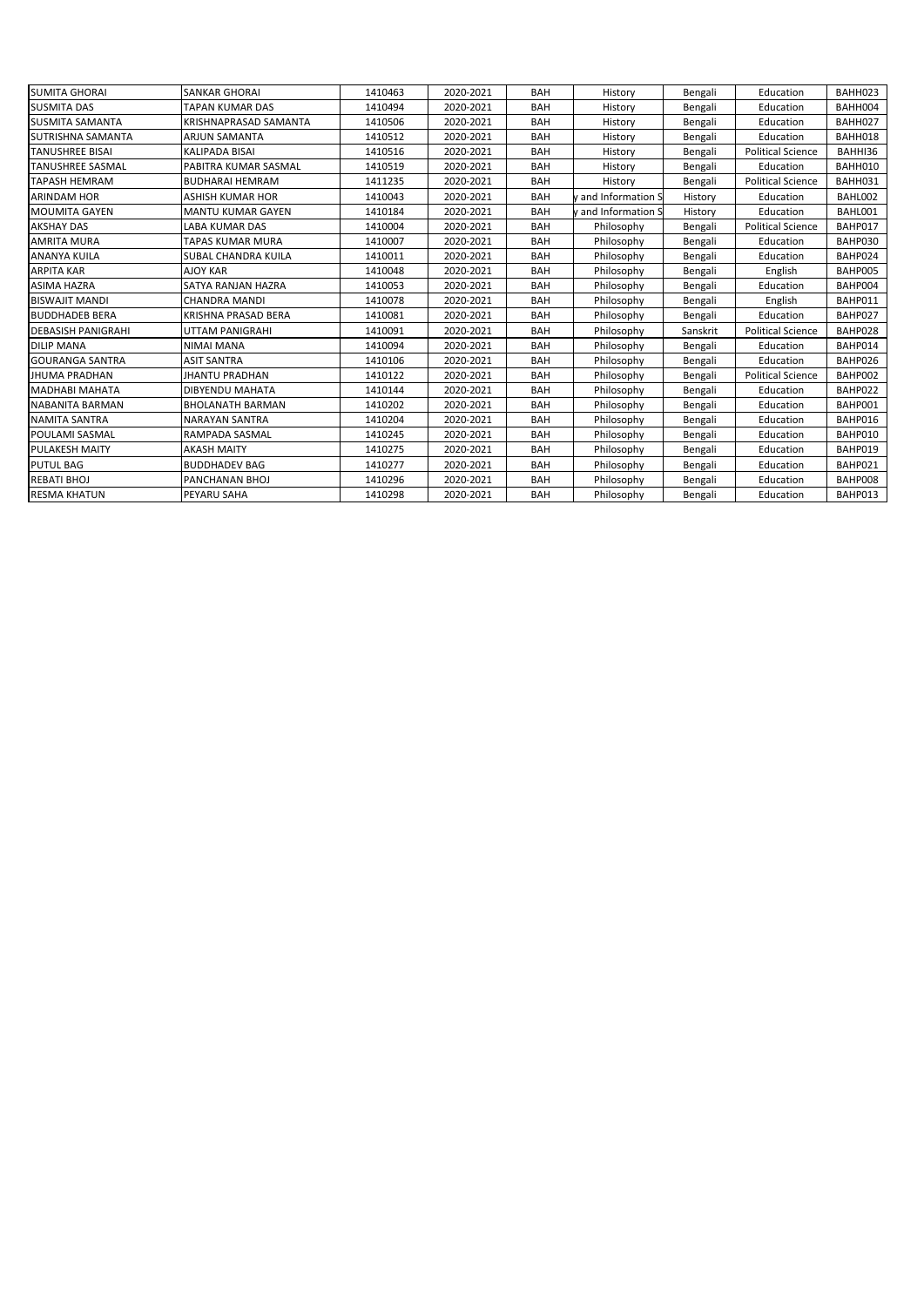| SUMITA GHORAI | SANKAR GHORAI | 1410463 | 2020-2021 | BAH | History | Bengali | Education | BAHH023 |
|---|---|---|---|---|---|---|---|---|
| SUSMITA DAS | TAPAN KUMAR DAS | 1410494 | 2020-2021 | BAH | History | Bengali | Education | BAHH004 |
| SUSMITA SAMANTA | KRISHNAPRASAD SAMANTA | 1410506 | 2020-2021 | BAH | History | Bengali | Education | BAHH027 |
| SUTRISHNA SAMANTA | ARJUN SAMANTA | 1410512 | 2020-2021 | BAH | History | Bengali | Education | BAHH018 |
| TANUSHREE BISAI | KALIPADA BISAI | 1410516 | 2020-2021 | BAH | History | Bengali | Political Science | BAHHI36 |
| TANUSHREE SASMAL | PABITRA KUMAR SASMAL | 1410519 | 2020-2021 | BAH | History | Bengali | Education | BAHH010 |
| TAPASH HEMRAM | BUDHARAI HEMRAM | 1411235 | 2020-2021 | BAH | History | Bengali | Political Science | BAHH031 |
| ARINDAM HOR | ASHISH KUMAR HOR | 1410043 | 2020-2021 | BAH | y and Information S | History | Education | BAHL002 |
| MOUMITA GAYEN | MANTU KUMAR GAYEN | 1410184 | 2020-2021 | BAH | y and Information S | History | Education | BAHL001 |
| AKSHAY DAS | LABA KUMAR DAS | 1410004 | 2020-2021 | BAH | Philosophy | Bengali | Political Science | BAHP017 |
| AMRITA MURA | TAPAS KUMAR MURA | 1410007 | 2020-2021 | BAH | Philosophy | Bengali | Education | BAHP030 |
| ANANYA KUILA | SUBAL CHANDRA KUILA | 1410011 | 2020-2021 | BAH | Philosophy | Bengali | Education | BAHP024 |
| ARPITA KAR | AJOY KAR | 1410048 | 2020-2021 | BAH | Philosophy | Bengali | English | BAHP005 |
| ASIMA HAZRA | SATYA RANJAN HAZRA | 1410053 | 2020-2021 | BAH | Philosophy | Bengali | Education | BAHP004 |
| BISWAJIT MANDI | CHANDRA MANDI | 1410078 | 2020-2021 | BAH | Philosophy | Bengali | English | BAHP011 |
| BUDDHADEB BERA | KRISHNA PRASAD BERA | 1410081 | 2020-2021 | BAH | Philosophy | Bengali | Education | BAHP027 |
| DEBASISH PANIGRAHI | UTTAM PANIGRAHI | 1410091 | 2020-2021 | BAH | Philosophy | Sanskrit | Political Science | BAHP028 |
| DILIP MANA | NIMAI MANA | 1410094 | 2020-2021 | BAH | Philosophy | Bengali | Education | BAHP014 |
| GOURANGA SANTRA | ASIT SANTRA | 1410106 | 2020-2021 | BAH | Philosophy | Bengali | Education | BAHP026 |
| JHUMA PRADHAN | JHANTU PRADHAN | 1410122 | 2020-2021 | BAH | Philosophy | Bengali | Political Science | BAHP002 |
| MADHABI MAHATA | DIBYENDU MAHATA | 1410144 | 2020-2021 | BAH | Philosophy | Bengali | Education | BAHP022 |
| NABANITA BARMAN | BHOLANATH BARMAN | 1410202 | 2020-2021 | BAH | Philosophy | Bengali | Education | BAHP001 |
| NAMITA SANTRA | NARAYAN SANTRA | 1410204 | 2020-2021 | BAH | Philosophy | Bengali | Education | BAHP016 |
| POULAMI SASMAL | RAMPADA SASMAL | 1410245 | 2020-2021 | BAH | Philosophy | Bengali | Education | BAHP010 |
| PULAKESH MAITY | AKASH MAITY | 1410275 | 2020-2021 | BAH | Philosophy | Bengali | Education | BAHP019 |
| PUTUL BAG | BUDDHADEV BAG | 1410277 | 2020-2021 | BAH | Philosophy | Bengali | Education | BAHP021 |
| REBATI BHOJ | PANCHANAN BHOJ | 1410296 | 2020-2021 | BAH | Philosophy | Bengali | Education | BAHP008 |
| RESMA KHATUN | PEYARU SAHA | 1410298 | 2020-2021 | BAH | Philosophy | Bengali | Education | BAHP013 |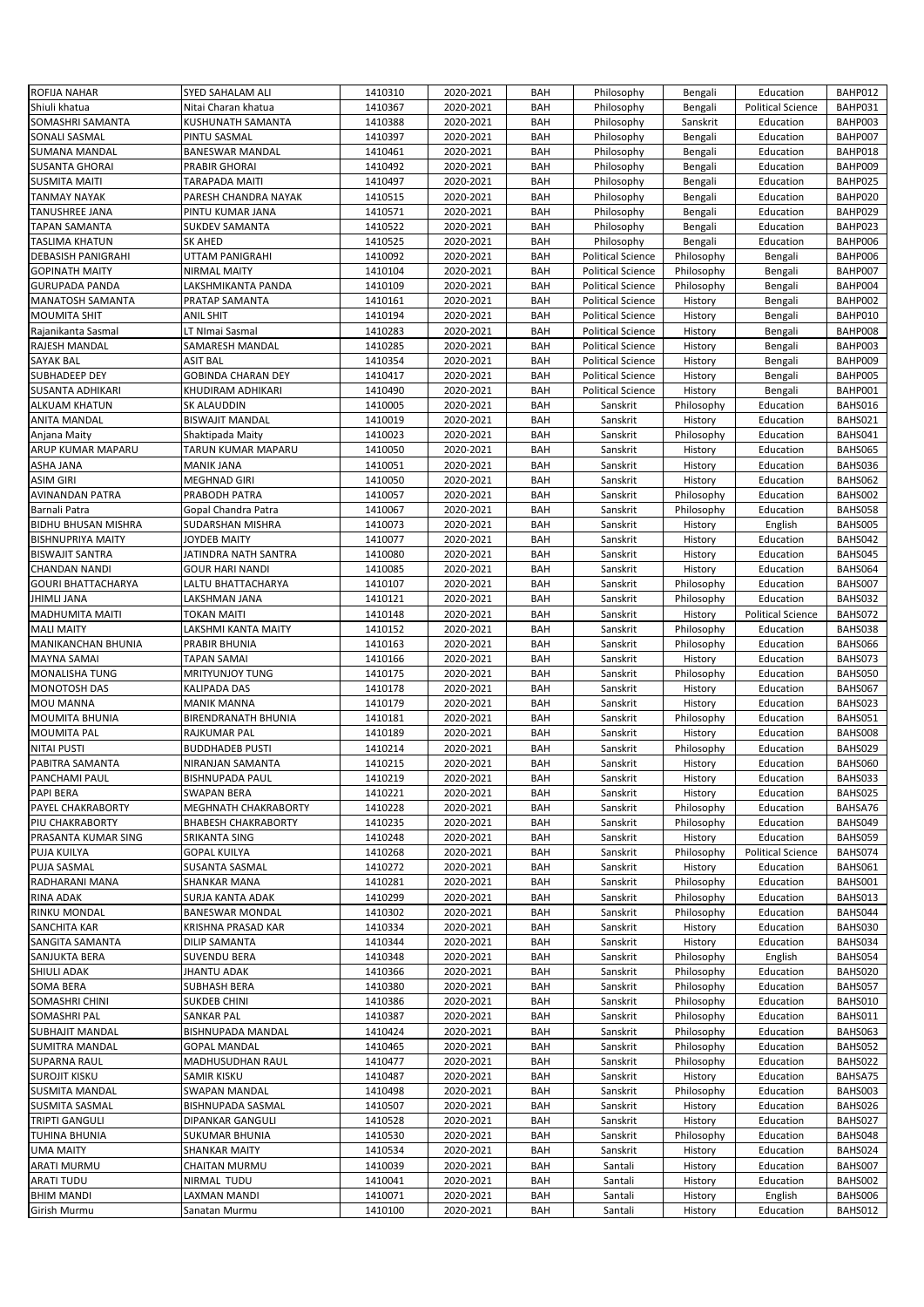| ROFIJA NAHAR | SYED SAHALAM ALI | 1410310 | 2020-2021 | BAH | Philosophy | Bengali | Education | BAHP012 |
|---|---|---|---|---|---|---|---|---|
| Shiuli khatua | Nitai Charan khatua | 1410367 | 2020-2021 | BAH | Philosophy | Bengali | Political Science | BAHP031 |
| SOMASHRI SAMANTA | KUSHUNATH SAMANTA | 1410388 | 2020-2021 | BAH | Philosophy | Sanskrit | Education | BAHP003 |
| SONALI SASMAL | PINTU SASMAL | 1410397 | 2020-2021 | BAH | Philosophy | Bengali | Education | BAHP007 |
| SUMANA MANDAL | BANESWAR MANDAL | 1410461 | 2020-2021 | BAH | Philosophy | Bengali | Education | BAHP018 |
| SUSANTA GHORAI | PRABIR GHORAI | 1410492 | 2020-2021 | BAH | Philosophy | Bengali | Education | BAHP009 |
| SUSMITA MAITI | TARAPADA MAITI | 1410497 | 2020-2021 | BAH | Philosophy | Bengali | Education | BAHP025 |
| TANMAY NAYAK | PARESH CHANDRA NAYAK | 1410515 | 2020-2021 | BAH | Philosophy | Bengali | Education | BAHP020 |
| TANUSHREE JANA | PINTU KUMAR JANA | 1410571 | 2020-2021 | BAH | Philosophy | Bengali | Education | BAHP029 |
| TAPAN SAMANTA | SUKDEV SAMANTA | 1410522 | 2020-2021 | BAH | Philosophy | Bengali | Education | BAHP023 |
| TASLIMA KHATUN | SK AHED | 1410525 | 2020-2021 | BAH | Philosophy | Bengali | Education | BAHP006 |
| DEBASISH PANIGRAHI | UTTAM PANIGRAHI | 1410092 | 2020-2021 | BAH | Political Science | Philosophy | Bengali | BAHP006 |
| GOPINATH MAITY | NIRMAL MAITY | 1410104 | 2020-2021 | BAH | Political Science | Philosophy | Bengali | BAHP007 |
| GURUPADA PANDA | LAKSHMIKANTA PANDA | 1410109 | 2020-2021 | BAH | Political Science | Philosophy | Bengali | BAHP004 |
| MANATOSH SAMANTA | PRATAP SAMANTA | 1410161 | 2020-2021 | BAH | Political Science | History | Bengali | BAHP002 |
| MOUMITA SHIT | ANIL SHIT | 1410194 | 2020-2021 | BAH | Political Science | History | Bengali | BAHP010 |
| Rajanikanta Sasmal | LT NImai Sasmal | 1410283 | 2020-2021 | BAH | Political Science | History | Bengali | BAHP008 |
| RAJESH MANDAL | SAMARESH MANDAL | 1410285 | 2020-2021 | BAH | Political Science | History | Bengali | BAHP003 |
| SAYAK BAL | ASIT BAL | 1410354 | 2020-2021 | BAH | Political Science | History | Bengali | BAHP009 |
| SUBHADEEP DEY | GOBINDA CHARAN DEY | 1410417 | 2020-2021 | BAH | Political Science | History | Bengali | BAHP005 |
| SUSANTA ADHIKARI | KHUDIRAM ADHIKARI | 1410490 | 2020-2021 | BAH | Political Science | History | Bengali | BAHP001 |
| ALKUAM KHATUN | SK ALAUDDIN | 1410005 | 2020-2021 | BAH | Sanskrit | Philosophy | Education | BAHS016 |
| ANITA MANDAL | BISWAJIT MANDAL | 1410019 | 2020-2021 | BAH | Sanskrit | History | Education | BAHS021 |
| Anjana Maity | Shaktipada Maity | 1410023 | 2020-2021 | BAH | Sanskrit | Philosophy | Education | BAHS041 |
| ARUP KUMAR MAPARU | TARUN KUMAR MAPARU | 1410050 | 2020-2021 | BAH | Sanskrit | History | Education | BAHS065 |
| ASHA JANA | MANIK JANA | 1410051 | 2020-2021 | BAH | Sanskrit | History | Education | BAHS036 |
| ASIM GIRI | MEGHNAD GIRI | 1410050 | 2020-2021 | BAH | Sanskrit | History | Education | BAHS062 |
| AVINANDAN PATRA | PRABODH PATRA | 1410057 | 2020-2021 | BAH | Sanskrit | Philosophy | Education | BAHS002 |
| Barnali Patra | Gopal Chandra Patra | 1410067 | 2020-2021 | BAH | Sanskrit | Philosophy | Education | BAHS058 |
| BIDHU BHUSAN MISHRA | SUDARSHAN MISHRA | 1410073 | 2020-2021 | BAH | Sanskrit | History | English | BAHS005 |
| BISHNUPRIYA MAITY | JOYDEB MAITY | 1410077 | 2020-2021 | BAH | Sanskrit | History | Education | BAHS042 |
| BISWAJIT SANTRA | JATINDRA NATH SANTRA | 1410080 | 2020-2021 | BAH | Sanskrit | History | Education | BAHS045 |
| CHANDAN NANDI | GOUR HARI NANDI | 1410085 | 2020-2021 | BAH | Sanskrit | History | Education | BAHS064 |
| GOURI BHATTACHARYA | LALTU BHATTACHARYA | 1410107 | 2020-2021 | BAH | Sanskrit | Philosophy | Education | BAHS007 |
| JHIMLI JANA | LAKSHMAN JANA | 1410121 | 2020-2021 | BAH | Sanskrit | Philosophy | Education | BAHS032 |
| MADHUMITA MAITI | TOKAN MAITI | 1410148 | 2020-2021 | BAH | Sanskrit | History | Political Science | BAHS072 |
| MALI MAITY | LAKSHMI KANTA MAITY | 1410152 | 2020-2021 | BAH | Sanskrit | Philosophy | Education | BAHS038 |
| MANIKANCHAN BHUNIA | PRABIR BHUNIA | 1410163 | 2020-2021 | BAH | Sanskrit | Philosophy | Education | BAHS066 |
| MAYNA SAMAI | TAPAN SAMAI | 1410166 | 2020-2021 | BAH | Sanskrit | History | Education | BAHS073 |
| MONALISHA TUNG | MRITYUNJOY TUNG | 1410175 | 2020-2021 | BAH | Sanskrit | Philosophy | Education | BAHS050 |
| MONOTOSH DAS | KALIPADA DAS | 1410178 | 2020-2021 | BAH | Sanskrit | History | Education | BAHS067 |
| MOU MANNA | MANIK MANNA | 1410179 | 2020-2021 | BAH | Sanskrit | History | Education | BAHS023 |
| MOUMITA BHUNIA | BIRENDRANATH BHUNIA | 1410181 | 2020-2021 | BAH | Sanskrit | Philosophy | Education | BAHS051 |
| MOUMITA PAL | RAJKUMAR PAL | 1410189 | 2020-2021 | BAH | Sanskrit | History | Education | BAHS008 |
| NITAI PUSTI | BUDDHADEB PUSTI | 1410214 | 2020-2021 | BAH | Sanskrit | Philosophy | Education | BAHS029 |
| PABITRA SAMANTA | NIRANJAN SAMANTA | 1410215 | 2020-2021 | BAH | Sanskrit | History | Education | BAHS060 |
| PANCHAMI PAUL | BISHNUPADA PAUL | 1410219 | 2020-2021 | BAH | Sanskrit | History | Education | BAHS033 |
| PAPI BERA | SWAPAN BERA | 1410221 | 2020-2021 | BAH | Sanskrit | History | Education | BAHS025 |
| PAYEL CHAKRABORTY | MEGHNATH CHAKRABORTY | 1410228 | 2020-2021 | BAH | Sanskrit | Philosophy | Education | BAHSA76 |
| PIU CHAKRABORTY | BHABESH CHAKRABORTY | 1410235 | 2020-2021 | BAH | Sanskrit | Philosophy | Education | BAHS049 |
| PRASANTA KUMAR SING | SRIKANTA SING | 1410248 | 2020-2021 | BAH | Sanskrit | History | Education | BAHS059 |
| PUJA KUILYA | GOPAL KUILYA | 1410268 | 2020-2021 | BAH | Sanskrit | Philosophy | Political Science | BAHS074 |
| PUJA SASMAL | SUSANTA SASMAL | 1410272 | 2020-2021 | BAH | Sanskrit | History | Education | BAHS061 |
| RADHARANI MANA | SHANKAR MANA | 1410281 | 2020-2021 | BAH | Sanskrit | Philosophy | Education | BAHS001 |
| RINA ADAK | SURJA KANTA ADAK | 1410299 | 2020-2021 | BAH | Sanskrit | Philosophy | Education | BAHS013 |
| RINKU MONDAL | BANESWAR MONDAL | 1410302 | 2020-2021 | BAH | Sanskrit | Philosophy | Education | BAHS044 |
| SANCHITA KAR | KRISHNA PRASAD KAR | 1410334 | 2020-2021 | BAH | Sanskrit | History | Education | BAHS030 |
| SANGITA SAMANTA | DILIP SAMANTA | 1410344 | 2020-2021 | BAH | Sanskrit | History | Education | BAHS034 |
| SANJUKTA BERA | SUVENDU BERA | 1410348 | 2020-2021 | BAH | Sanskrit | Philosophy | English | BAHS054 |
| SHIULI ADAK | JHANTU ADAK | 1410366 | 2020-2021 | BAH | Sanskrit | Philosophy | Education | BAHS020 |
| SOMA BERA | SUBHASH BERA | 1410380 | 2020-2021 | BAH | Sanskrit | Philosophy | Education | BAHS057 |
| SOMASHRI CHINI | SUKDEB CHINI | 1410386 | 2020-2021 | BAH | Sanskrit | Philosophy | Education | BAHS010 |
| SOMASHRI PAL | SANKAR PAL | 1410387 | 2020-2021 | BAH | Sanskrit | Philosophy | Education | BAHS011 |
| SUBHAJIT MANDAL | BISHNUPADA MANDAL | 1410424 | 2020-2021 | BAH | Sanskrit | Philosophy | Education | BAHS063 |
| SUMITRA MANDAL | GOPAL MANDAL | 1410465 | 2020-2021 | BAH | Sanskrit | Philosophy | Education | BAHS052 |
| SUPARNA RAUL | MADHUSUDHAN RAUL | 1410477 | 2020-2021 | BAH | Sanskrit | Philosophy | Education | BAHS022 |
| SUROJIT KISKU | SAMIR KISKU | 1410487 | 2020-2021 | BAH | Sanskrit | History | Education | BAHSA75 |
| SUSMITA MANDAL | SWAPAN MANDAL | 1410498 | 2020-2021 | BAH | Sanskrit | Philosophy | Education | BAHS003 |
| SUSMITA SASMAL | BISHNUPADA SASMAL | 1410507 | 2020-2021 | BAH | Sanskrit | History | Education | BAHS026 |
| TRIPTI GANGULI | DIPANKAR GANGULI | 1410528 | 2020-2021 | BAH | Sanskrit | History | Education | BAHS027 |
| TUHINA BHUNIA | SUKUMAR BHUNIA | 1410530 | 2020-2021 | BAH | Sanskrit | Philosophy | Education | BAHS048 |
| UMA MAITY | SHANKAR MAITY | 1410534 | 2020-2021 | BAH | Sanskrit | History | Education | BAHS024 |
| ARATI MURMU | CHAITAN MURMU | 1410039 | 2020-2021 | BAH | Santali | History | Education | BAHS007 |
| ARATI TUDU | NIRMAL TUDU | 1410041 | 2020-2021 | BAH | Santali | History | Education | BAHS002 |
| BHIM MANDI | LAXMAN MANDI | 1410071 | 2020-2021 | BAH | Santali | History | English | BAHS006 |
| Girish Murmu | Sanatan Murmu | 1410100 | 2020-2021 | BAH | Santali | History | Education | BAHS012 |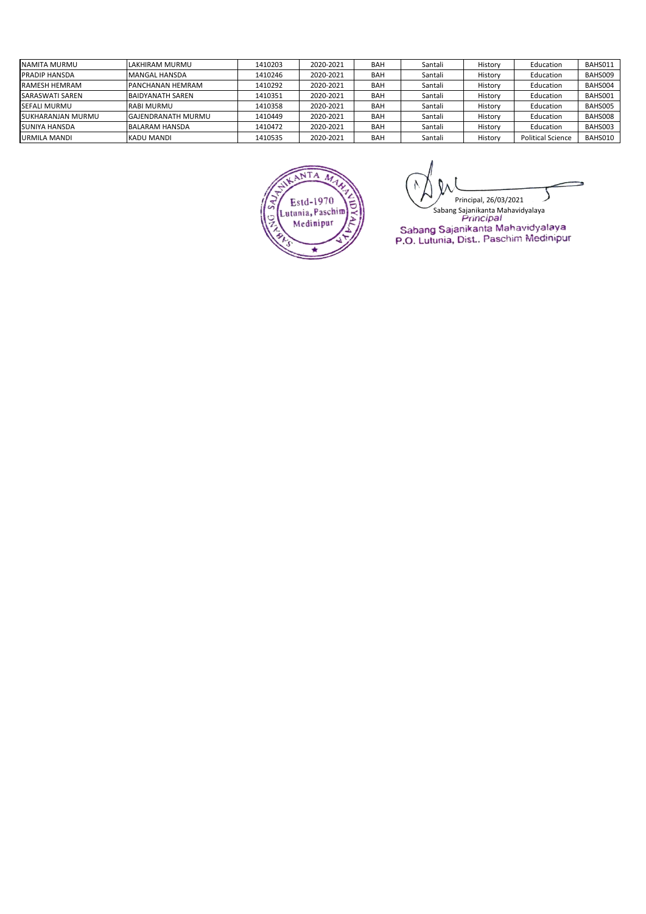| | | | | | | | | |
|---|---|---|---|---|---|---|---|---|
| NAMITA MURMU | LAKHIRAM MURMU | 1410203 | 2020-2021 | BAH | Santali | History | Education | BAHS011 |
| PRADIP HANSDA | MANGAL HANSDA | 1410246 | 2020-2021 | BAH | Santali | History | Education | BAHS009 |
| RAMESH HEMRAM | PANCHANAN HEMRAM | 1410292 | 2020-2021 | BAH | Santali | History | Education | BAHS004 |
| SARASWATI SAREN | BAIDYANATH SAREN | 1410351 | 2020-2021 | BAH | Santali | History | Education | BAHS001 |
| SEFALI MURMU | RABI MURMU | 1410358 | 2020-2021 | BAH | Santali | History | Education | BAHS005 |
| SUKHARANJAN MURMU | GAJENDRANATH MURMU | 1410449 | 2020-2021 | BAH | Santali | History | Education | BAHS008 |
| SUNIYA HANSDA | BALARAM HANSDA | 1410472 | 2020-2021 | BAH | Santali | History | Education | BAHS003 |
| URMILA MANDI | KADU MANDI | 1410535 | 2020-2021 | BAH | Santali | History | Political Science | BAHS010 |

SABANG SAJANIKANTA MAHAVIDYALAYA
Estd-1970
Lutunia, Paschim Medinipur

Principal, 26/03/2021
Sabang Sajanikanta Mahavidyalaya

Principal
Sabang Sajanikanta Mahavidyalaya
P.O. Lutunia, Dist.. Paschim Medinipur